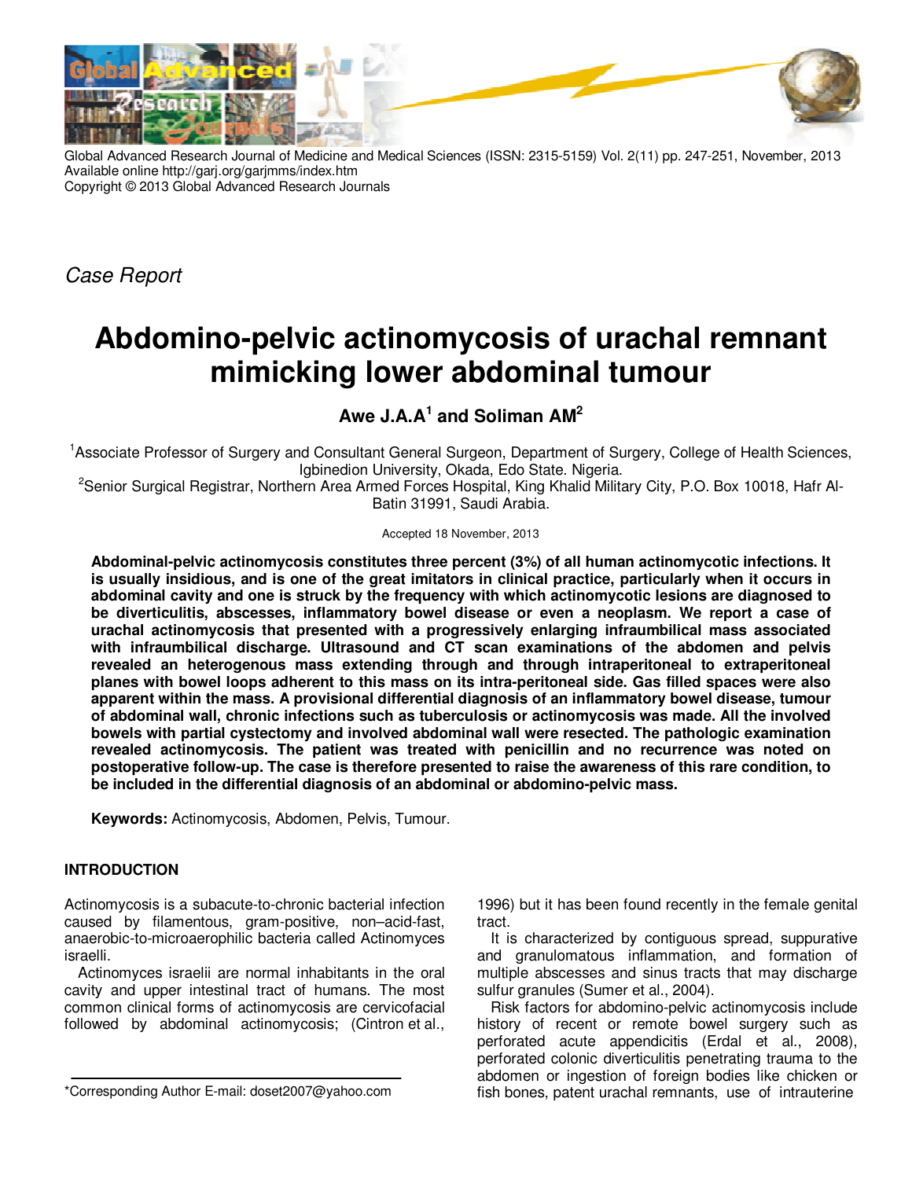Global Advanced Research Journal of Medicine and Medical Sciences (ISSN: 2315-5159) Vol. 2(11) pp. 247-251, November, 2013
Available online http://garj.org/garjmms/index.htm
Copyright © 2013 Global Advanced Research Journals

*Case Report*

# Abdomino-pelvic actinomycosis of urachal remnant mimicking lower abdominal tumour

**Awe J.A.A[1] and Soliman AM[2]**

[1]Associate Professor of Surgery and Consultant General Surgeon, Department of Surgery, College of Health Sciences, Igbinedion University, Okada, Edo State. Nigeria.
[2]Senior Surgical Registrar, Northern Area Armed Forces Hospital, King Khalid Military City, P.O. Box 10018, Hafr Al-Batin 31991, Saudi Arabia.

Accepted 18 November, 2013

**Abdominal-pelvic actinomycosis constitutes three percent (3%) of all human actinomycotic infections. It is usually insidious, and is one of the great imitators in clinical practice, particularly when it occurs in abdominal cavity and one is struck by the frequency with which actinomycotic lesions are diagnosed to be diverticulitis, abscesses, inflammatory bowel disease or even a neoplasm. We report a case of urachal actinomycosis that presented with a progressively enlarging infraumbilical mass associated with infraumbilical discharge. Ultrasound and CT scan examinations of the abdomen and pelvis revealed an heterogenous mass extending through and through intraperitoneal to extraperitoneal planes with bowel loops adherent to this mass on its intra-peritoneal side. Gas filled spaces were also apparent within the mass. A provisional differential diagnosis of an inflammatory bowel disease, tumour of abdominal wall, chronic infections such as tuberculosis or actinomycosis was made. All the involved bowels with partial cystectomy and involved abdominal wall were resected. The pathologic examination revealed actinomycosis. The patient was treated with penicillin and no recurrence was noted on postoperative follow-up. The case is therefore presented to raise the awareness of this rare condition, to be included in the differential diagnosis of an abdominal or abdomino-pelvic mass.**

**Keywords:** Actinomycosis, Abdomen, Pelvis, Tumour.

## INTRODUCTION

Actinomycosis is a subacute-to-chronic bacterial infection caused by filamentous, gram-positive, non–acid-fast, anaerobic-to-microaerophilic bacteria called Actinomyces israelli.

Actinomyces israelii are normal inhabitants in the oral cavity and upper intestinal tract of humans. The most common clinical forms of actinomycosis are cervicofacial followed by abdominal actinomycosis; (Cintron et al., 1996) but it has been found recently in the female genital tract.

It is characterized by contiguous spread, suppurative and granulomatous inflammation, and formation of multiple abscesses and sinus tracts that may discharge sulfur granules (Sumer et al., 2004).

Risk factors for abdomino-pelvic actinomycosis include history of recent or remote bowel surgery such as perforated acute appendicitis (Erdal et al., 2008), perforated colonic diverticulitis penetrating trauma to the abdomen or ingestion of foreign bodies like chicken or fish bones, patent urachal remnants, use of intrauterine

*Corresponding Author E-mail: doset2007@yahoo.com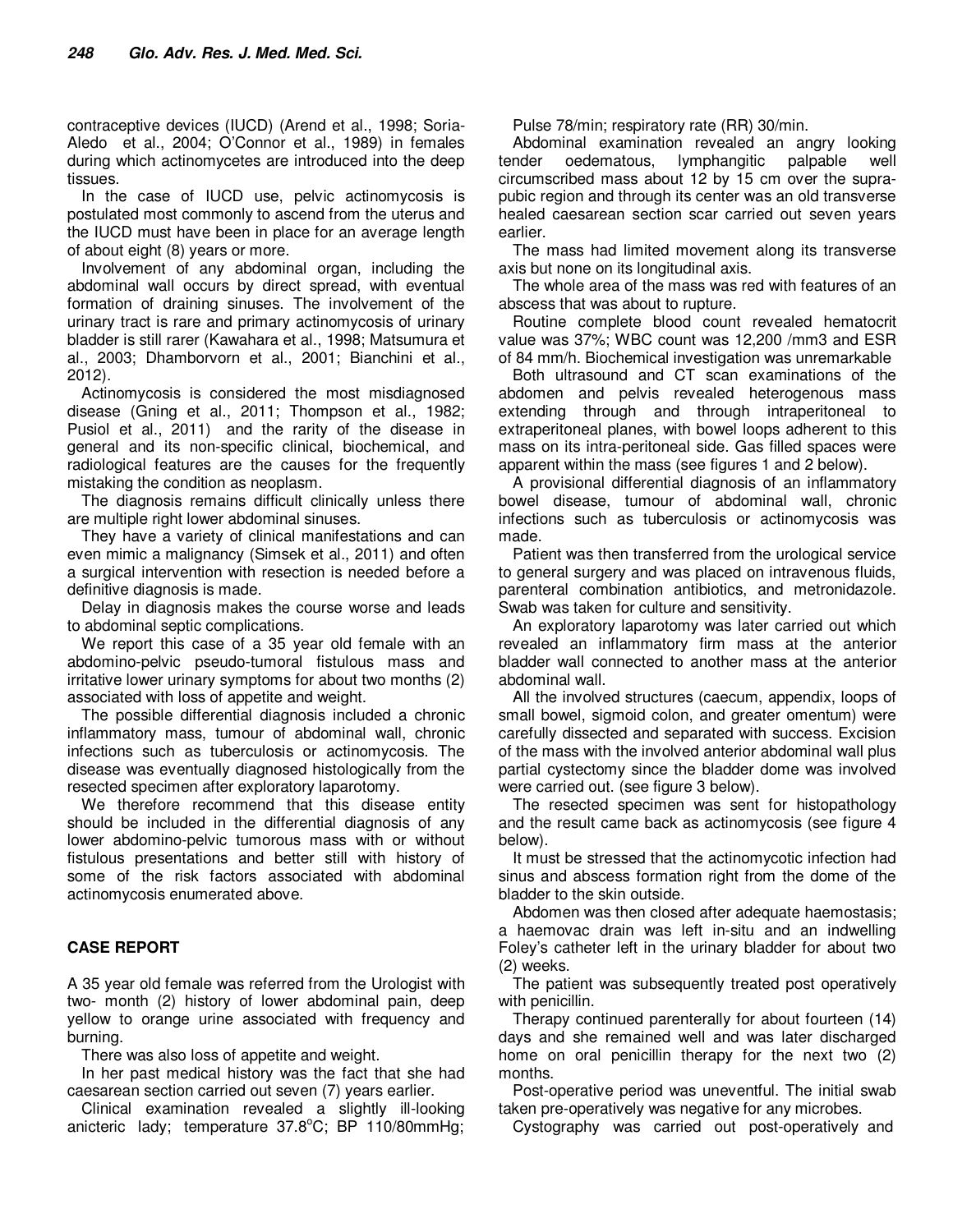contraceptive devices (IUCD) (Arend et al., 1998; Soria-Aledo et al., 2004; O'Connor et al., 1989) in females during which actinomycetes are introduced into the deep tissues.

In the case of IUCD use, pelvic actinomycosis is postulated most commonly to ascend from the uterus and the IUCD must have been in place for an average length of about eight (8) years or more.

Involvement of any abdominal organ, including the abdominal wall occurs by direct spread, with eventual formation of draining sinuses. The involvement of the urinary tract is rare and primary actinomycosis of urinary bladder is still rarer (Kawahara et al., 1998; Matsumura et al., 2003; Dhamborvorn et al., 2001; Bianchini et al., 2012).

Actinomycosis is considered the most misdiagnosed disease (Gning et al., 2011; Thompson et al., 1982; Pusiol et al., 2011) and the rarity of the disease in general and its non-specific clinical, biochemical, and radiological features are the causes for the frequently mistaking the condition as neoplasm.

The diagnosis remains difficult clinically unless there are multiple right lower abdominal sinuses.

They have a variety of clinical manifestations and can even mimic a malignancy (Simsek et al., 2011) and often a surgical intervention with resection is needed before a definitive diagnosis is made.

Delay in diagnosis makes the course worse and leads to abdominal septic complications.

We report this case of a 35 year old female with an abdomino-pelvic pseudo-tumoral fistulous mass and irritative lower urinary symptoms for about two months (2) associated with loss of appetite and weight.

The possible differential diagnosis included a chronic inflammatory mass, tumour of abdominal wall, chronic infections such as tuberculosis or actinomycosis. The disease was eventually diagnosed histologically from the resected specimen after exploratory laparotomy.

We therefore recommend that this disease entity should be included in the differential diagnosis of any lower abdomino-pelvic tumorous mass with or without fistulous presentations and better still with history of some of the risk factors associated with abdominal actinomycosis enumerated above.

## CASE REPORT

A 35 year old female was referred from the Urologist with two- month (2) history of lower abdominal pain, deep yellow to orange urine associated with frequency and burning.

There was also loss of appetite and weight.

In her past medical history was the fact that she had caesarean section carried out seven (7) years earlier.

Clinical examination revealed a slightly ill-looking anicteric lady; temperature 37.8°C; BP 110/80mmHg; Pulse 78/min; respiratory rate (RR) 30/min.

Abdominal examination revealed an angry looking tender oedematous, lymphangitic palpable well circumscribed mass about 12 by 15 cm over the supra-pubic region and through its center was an old transverse healed caesarean section scar carried out seven years earlier.

The mass had limited movement along its transverse axis but none on its longitudinal axis.

The whole area of the mass was red with features of an abscess that was about to rupture.

Routine complete blood count revealed hematocrit value was 37%; WBC count was 12,200 /mm3 and ESR of 84 mm/h. Biochemical investigation was unremarkable

Both ultrasound and CT scan examinations of the abdomen and pelvis revealed heterogenous mass extending through and through intraperitoneal to extraperitoneal planes, with bowel loops adherent to this mass on its intra-peritoneal side. Gas filled spaces were apparent within the mass (see figures 1 and 2 below).

A provisional differential diagnosis of an inflammatory bowel disease, tumour of abdominal wall, chronic infections such as tuberculosis or actinomycosis was made.

Patient was then transferred from the urological service to general surgery and was placed on intravenous fluids, parenteral combination antibiotics, and metronidazole. Swab was taken for culture and sensitivity.

An exploratory laparotomy was later carried out which revealed an inflammatory firm mass at the anterior bladder wall connected to another mass at the anterior abdominal wall.

All the involved structures (caecum, appendix, loops of small bowel, sigmoid colon, and greater omentum) were carefully dissected and separated with success. Excision of the mass with the involved anterior abdominal wall plus partial cystectomy since the bladder dome was involved were carried out. (see figure 3 below).

The resected specimen was sent for histopathology and the result came back as actinomycosis (see figure 4 below).

It must be stressed that the actinomycotic infection had sinus and abscess formation right from the dome of the bladder to the skin outside.

Abdomen was then closed after adequate haemostasis; a haemovac drain was left in-situ and an indwelling Foley's catheter left in the urinary bladder for about two (2) weeks.

The patient was subsequently treated post operatively with penicillin.

Therapy continued parenterally for about fourteen (14) days and she remained well and was later discharged home on oral penicillin therapy for the next two (2) months.

Post-operative period was uneventful. The initial swab taken pre-operatively was negative for any microbes.

Cystography was carried out post-operatively and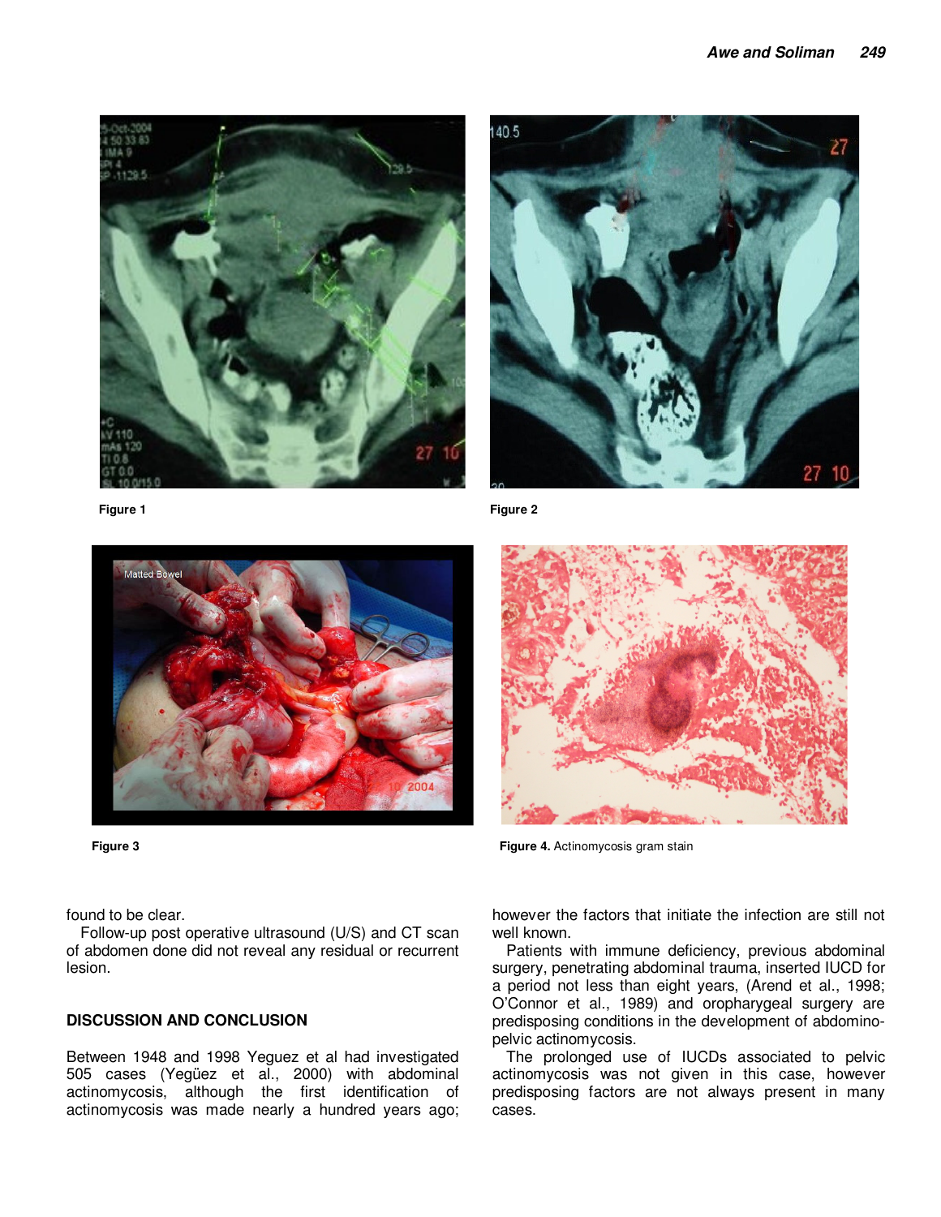Figure 1

Figure 2

Figure 3

**Figure 4.** Actinomycosis gram stain

found to be clear.

Follow-up post operative ultrasound (U/S) and CT scan of abdomen done did not reveal any residual or recurrent lesion.

## DISCUSSION AND CONCLUSION

Between 1948 and 1998 Yeguez et al had investigated 505 cases (Yegüez et al., 2000) with abdominal actinomycosis, although the first identification of actinomycosis was made nearly a hundred years ago; however the factors that initiate the infection are still not well known.

Patients with immune deficiency, previous abdominal surgery, penetrating abdominal trauma, inserted IUCD for a period not less than eight years, (Arend et al., 1998; O'Connor et al., 1989) and oropharygeal surgery are predisposing conditions in the development of abdomino-pelvic actinomycosis.

The prolonged use of IUCDs associated to pelvic actinomycosis was not given in this case, however predisposing factors are not always present in many cases.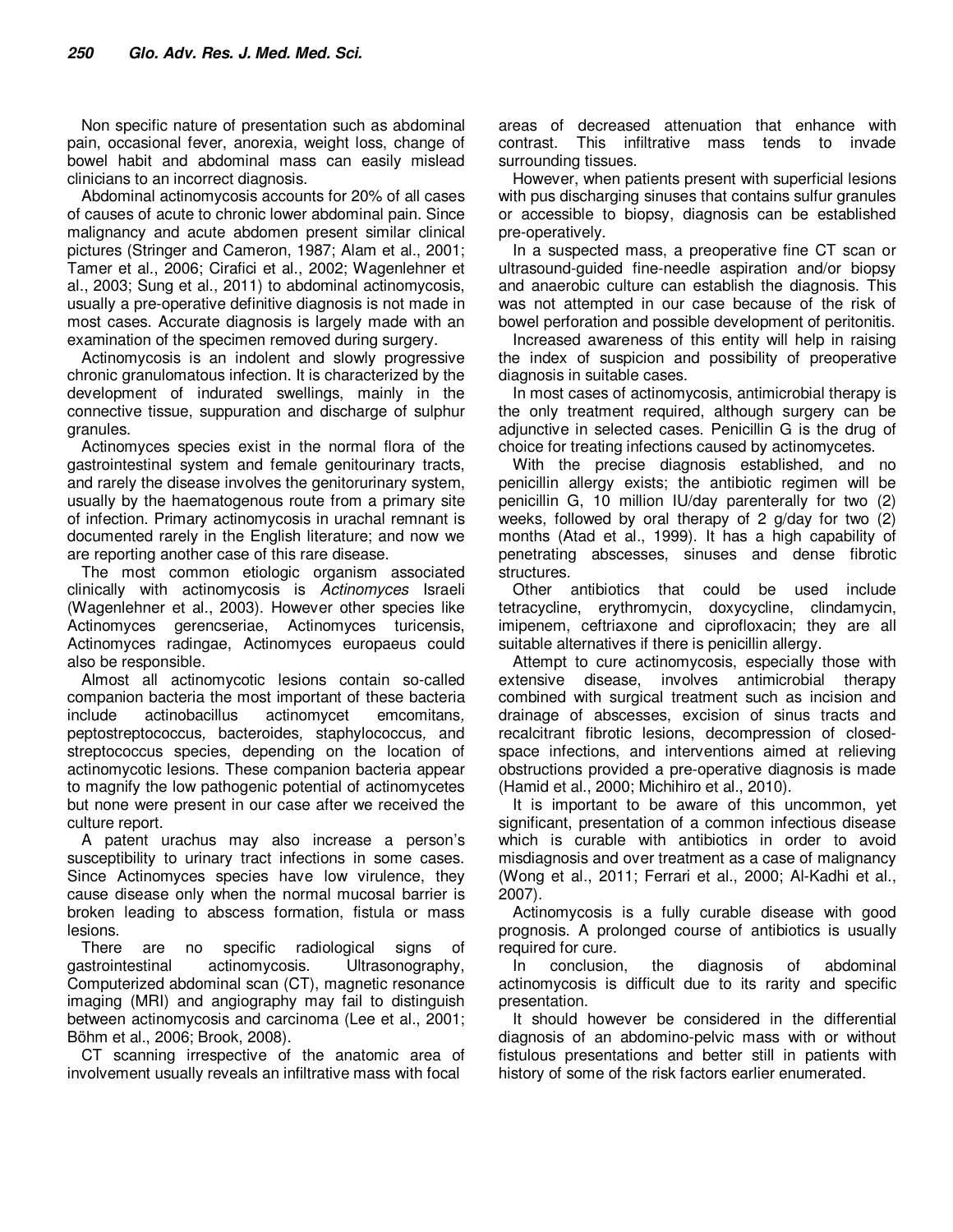Non specific nature of presentation such as abdominal pain, occasional fever, anorexia, weight loss, change of bowel habit and abdominal mass can easily mislead clinicians to an incorrect diagnosis.

Abdominal actinomycosis accounts for 20% of all cases of causes of acute to chronic lower abdominal pain. Since malignancy and acute abdomen present similar clinical pictures (Stringer and Cameron, 1987; Alam et al., 2001; Tamer et al., 2006; Cirafici et al., 2002; Wagenlehner et al., 2003; Sung et al., 2011) to abdominal actinomycosis, usually a pre-operative definitive diagnosis is not made in most cases. Accurate diagnosis is largely made with an examination of the specimen removed during surgery.

Actinomycosis is an indolent and slowly progressive chronic granulomatous infection. It is characterized by the development of indurated swellings, mainly in the connective tissue, suppuration and discharge of sulphur granules.

Actinomyces species exist in the normal flora of the gastrointestinal system and female genitourinary tracts, and rarely the disease involves the genitorurinary system, usually by the haematogenous route from a primary site of infection. Primary actinomycosis in urachal remnant is documented rarely in the English literature; and now we are reporting another case of this rare disease.

The most common etiologic organism associated clinically with actinomycosis is *Actinomyces* Israeli (Wagenlehner et al., 2003). However other species like Actinomyces gerencseriae, Actinomyces turicensis, Actinomyces radingae, Actinomyces europaeus could also be responsible.

Almost all actinomycotic lesions contain so-called companion bacteria the most important of these bacteria include actinobacillus actinomycet emcomitans, peptostreptococcus, bacteroides, staphylococcus, and streptococcus species, depending on the location of actinomycotic lesions. These companion bacteria appear to magnify the low pathogenic potential of actinomycetes but none were present in our case after we received the culture report.

A patent urachus may also increase a person's susceptibility to urinary tract infections in some cases. Since Actinomyces species have low virulence, they cause disease only when the normal mucosal barrier is broken leading to abscess formation, fistula or mass lesions.

There are no specific radiological signs of gastrointestinal actinomycosis. Ultrasonography, Computerized abdominal scan (CT), magnetic resonance imaging (MRI) and angiography may fail to distinguish between actinomycosis and carcinoma (Lee et al., 2001; Böhm et al., 2006; Brook, 2008).

CT scanning irrespective of the anatomic area of involvement usually reveals an infiltrative mass with focal areas of decreased attenuation that enhance with contrast. This infiltrative mass tends to invade surrounding tissues.

However, when patients present with superficial lesions with pus discharging sinuses that contains sulfur granules or accessible to biopsy, diagnosis can be established pre-operatively.

In a suspected mass, a preoperative fine CT scan or ultrasound-guided fine-needle aspiration and/or biopsy and anaerobic culture can establish the diagnosis. This was not attempted in our case because of the risk of bowel perforation and possible development of peritonitis.

Increased awareness of this entity will help in raising the index of suspicion and possibility of preoperative diagnosis in suitable cases.

In most cases of actinomycosis, antimicrobial therapy is the only treatment required, although surgery can be adjunctive in selected cases. Penicillin G is the drug of choice for treating infections caused by actinomycetes.

With the precise diagnosis established, and no penicillin allergy exists; the antibiotic regimen will be penicillin G, 10 million IU/day parenterally for two (2) weeks, followed by oral therapy of 2 g/day for two (2) months (Atad et al., 1999). It has a high capability of penetrating abscesses, sinuses and dense fibrotic structures.

Other antibiotics that could be used include tetracycline, erythromycin, doxycycline, clindamycin, imipenem, ceftriaxone and ciprofloxacin; they are all suitable alternatives if there is penicillin allergy.

Attempt to cure actinomycosis, especially those with extensive disease, involves antimicrobial therapy combined with surgical treatment such as incision and drainage of abscesses, excision of sinus tracts and recalcitrant fibrotic lesions, decompression of closed-space infections, and interventions aimed at relieving obstructions provided a pre-operative diagnosis is made (Hamid et al., 2000; Michihiro et al., 2010).

It is important to be aware of this uncommon, yet significant, presentation of a common infectious disease which is curable with antibiotics in order to avoid misdiagnosis and over treatment as a case of malignancy (Wong et al., 2011; Ferrari et al., 2000; Al-Kadhi et al., 2007).

Actinomycosis is a fully curable disease with good prognosis. A prolonged course of antibiotics is usually required for cure.

In conclusion, the diagnosis of abdominal actinomycosis is difficult due to its rarity and specific presentation.

It should however be considered in the differential diagnosis of an abdomino-pelvic mass with or without fistulous presentations and better still in patients with history of some of the risk factors earlier enumerated.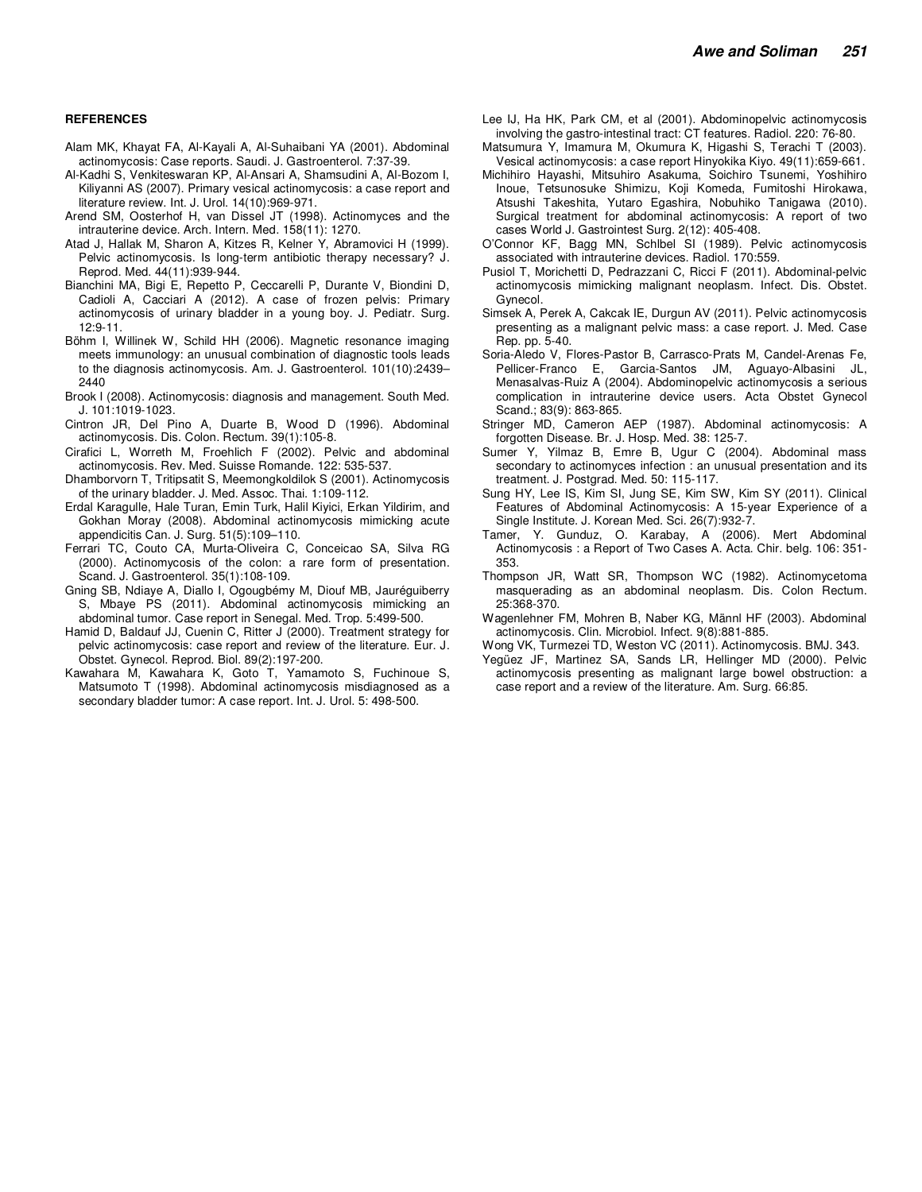**REFERENCES**

Alam MK, Khayat FA, Al-Kayali A, Al-Suhaibani YA (2001). Abdominal actinomycosis: Case reports. Saudi. J. Gastroenterol. 7:37-39.

Al-Kadhi S, Venkiteswaran KP, Al-Ansari A, Shamsudini A, Al-Bozom I, Kiliyanni AS (2007). Primary vesical actinomycosis: a case report and literature review. Int. J. Urol. 14(10):969-971.

Arend SM, Oosterhof H, van Dissel JT (1998). Actinomyces and the intrauterine device. Arch. Intern. Med. 158(11): 1270.

Atad J, Hallak M, Sharon A, Kitzes R, Kelner Y, Abramovici H (1999). Pelvic actinomycosis. Is long-term antibiotic therapy necessary? J. Reprod. Med. 44(11):939-944.

Bianchini MA, Bigi E, Repetto P, Ceccarelli P, Durante V, Biondini D, Cadioli A, Cacciari A (2012). A case of frozen pelvis: Primary actinomycosis of urinary bladder in a young boy. J. Pediatr. Surg. 12:9-11.

Böhm I, Willinek W, Schild HH (2006). Magnetic resonance imaging meets immunology: an unusual combination of diagnostic tools leads to the diagnosis actinomycosis. Am. J. Gastroenterol. 101(10):2439–2440

Brook I (2008). Actinomycosis: diagnosis and management. South Med. J. 101:1019-1023.

Cintron JR, Del Pino A, Duarte B, Wood D (1996). Abdominal actinomycosis. Dis. Colon. Rectum. 39(1):105-8.

Cirafici L, Worreth M, Froehlich F (2002). Pelvic and abdominal actinomycosis. Rev. Med. Suisse Romande. 122: 535-537.

Dhamborvorn T, Tritipsatit S, Meemongkoldilok S (2001). Actinomycosis of the urinary bladder. J. Med. Assoc. Thai. 1:109-112.

Erdal Karagulle, Hale Turan, Emin Turk, Halil Kiyici, Erkan Yildirim, and Gokhan Moray (2008). Abdominal actinomycosis mimicking acute appendicitis Can. J. Surg. 51(5):109–110.

Ferrari TC, Couto CA, Murta-Oliveira C, Conceicao SA, Silva RG (2000). Actinomycosis of the colon: a rare form of presentation. Scand. J. Gastroenterol. 35(1):108-109.

Gning SB, Ndiaye A, Diallo I, Ogougbémy M, Diouf MB, Jauréguiberry S, Mbaye PS (2011). Abdominal actinomycosis mimicking an abdominal tumor. Case report in Senegal. Med. Trop. 5:499-500.

Hamid D, Baldauf JJ, Cuenin C, Ritter J (2000). Treatment strategy for pelvic actinomycosis: case report and review of the literature. Eur. J. Obstet. Gynecol. Reprod. Biol. 89(2):197-200.

Kawahara M, Kawahara K, Goto T, Yamamoto S, Fuchinoue S, Matsumoto T (1998). Abdominal actinomycosis misdiagnosed as a secondary bladder tumor: A case report. Int. J. Urol. 5: 498-500.

Lee IJ, Ha HK, Park CM, et al (2001). Abdominopelvic actinomycosis involving the gastro-intestinal tract: CT features. Radiol. 220: 76-80.

Matsumura Y, Imamura M, Okumura K, Higashi S, Terachi T (2003). Vesical actinomycosis: a case report Hinyokika Kiyo. 49(11):659-661.

Michihiro Hayashi, Mitsuhiro Asakuma, Soichiro Tsunemi, Yoshihiro Inoue, Tetsunosuke Shimizu, Koji Komeda, Fumitoshi Hirokawa, Atsushi Takeshita, Yutaro Egashira, Nobuhiko Tanigawa (2010). Surgical treatment for abdominal actinomycosis: A report of two cases World J. Gastrointest Surg. 2(12): 405-408.

O'Connor KF, Bagg MN, Schlbel SI (1989). Pelvic actinomycosis associated with intrauterine devices. Radiol. 170:559.

Pusiol T, Morichetti D, Pedrazzani C, Ricci F (2011). Abdominal-pelvic actinomycosis mimicking malignant neoplasm. Infect. Dis. Obstet. Gynecol.

Simsek A, Perek A, Cakcak IE, Durgun AV (2011). Pelvic actinomycosis presenting as a malignant pelvic mass: a case report. J. Med. Case Rep. pp. 5-40.

Soria-Aledo V, Flores-Pastor B, Carrasco-Prats M, Candel-Arenas Fe, Pellicer-Franco E, Garcia-Santos JM, Aguayo-Albasini JL, Menasalvas-Ruiz A (2004). Abdominopelvic actinomycosis a serious complication in intrauterine device users. Acta Obstet Gynecol Scand.; 83(9): 863-865.

Stringer MD, Cameron AEP (1987). Abdominal actinomycosis: A forgotten Disease. Br. J. Hosp. Med. 38: 125-7.

Sumer Y, Yilmaz B, Emre B, Ugur C (2004). Abdominal mass secondary to actinomyces infection : an unusual presentation and its treatment. J. Postgrad. Med. 50: 115-117.

Sung HY, Lee IS, Kim SI, Jung SE, Kim SW, Kim SY (2011). Clinical Features of Abdominal Actinomycosis: A 15-year Experience of a Single Institute. J. Korean Med. Sci. 26(7):932-7.

Tamer, Y. Gunduz, O. Karabay, A (2006). Mert Abdominal Actinomycosis : a Report of Two Cases A. Acta. Chir. belg. 106: 351-353.

Thompson JR, Watt SR, Thompson WC (1982). Actinomycetoma masquerading as an abdominal neoplasm. Dis. Colon Rectum. 25:368-370.

Wagenlehner FM, Mohren B, Naber KG, Männl HF (2003). Abdominal actinomycosis. Clin. Microbiol. Infect. 9(8):881-885.

Wong VK, Turmezei TD, Weston VC (2011). Actinomycosis. BMJ. 343.

Yegüez JF, Martinez SA, Sands LR, Hellinger MD (2000). Pelvic actinomycosis presenting as malignant large bowel obstruction: a case report and a review of the literature. Am. Surg. 66:85.